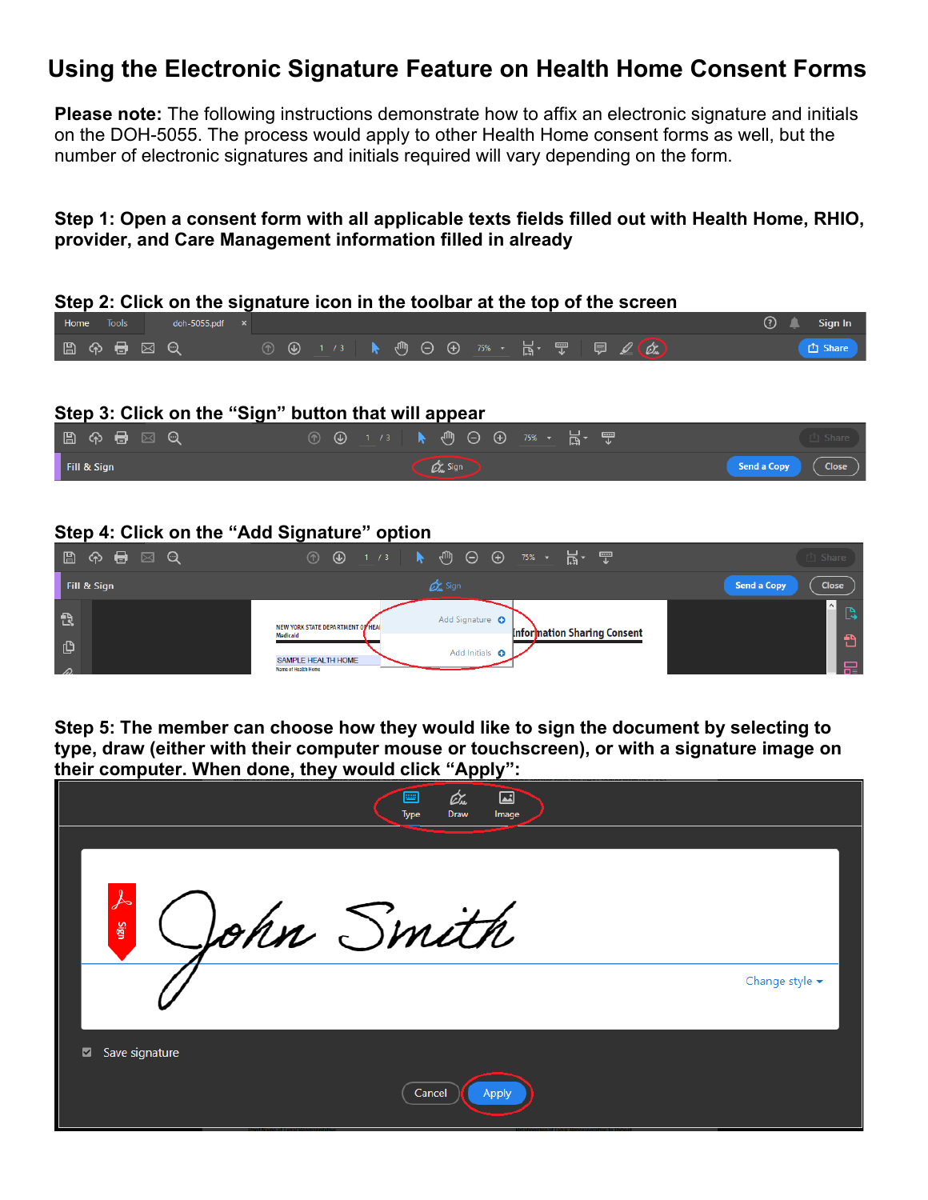# Using the Electronic Signature Feature on Health Home Consent Forms

**Please note:** The following instructions demonstrate how to affix an electronic signature and initials on the DOH-5055. The process would apply to other Health Home consent forms as well, but the number of electronic signatures and initials required will vary depending on the form.

**Step 1: Open a consent form with all applicable texts fields filled out with Health Home, RHIO, provider, and Care Management information filled in already**

**Step 2: Click on the signature icon in the toolbar at the top of the screen**

**Step 3: Click on the "Sign" button that will appear**

**Step 4: Click on the "Add Signature" option**

**Step 5: The member can choose how they would like to sign the document by selecting to type, draw (either with their computer mouse or touchscreen), or with a signature image on their computer. When done, they would click "Apply":**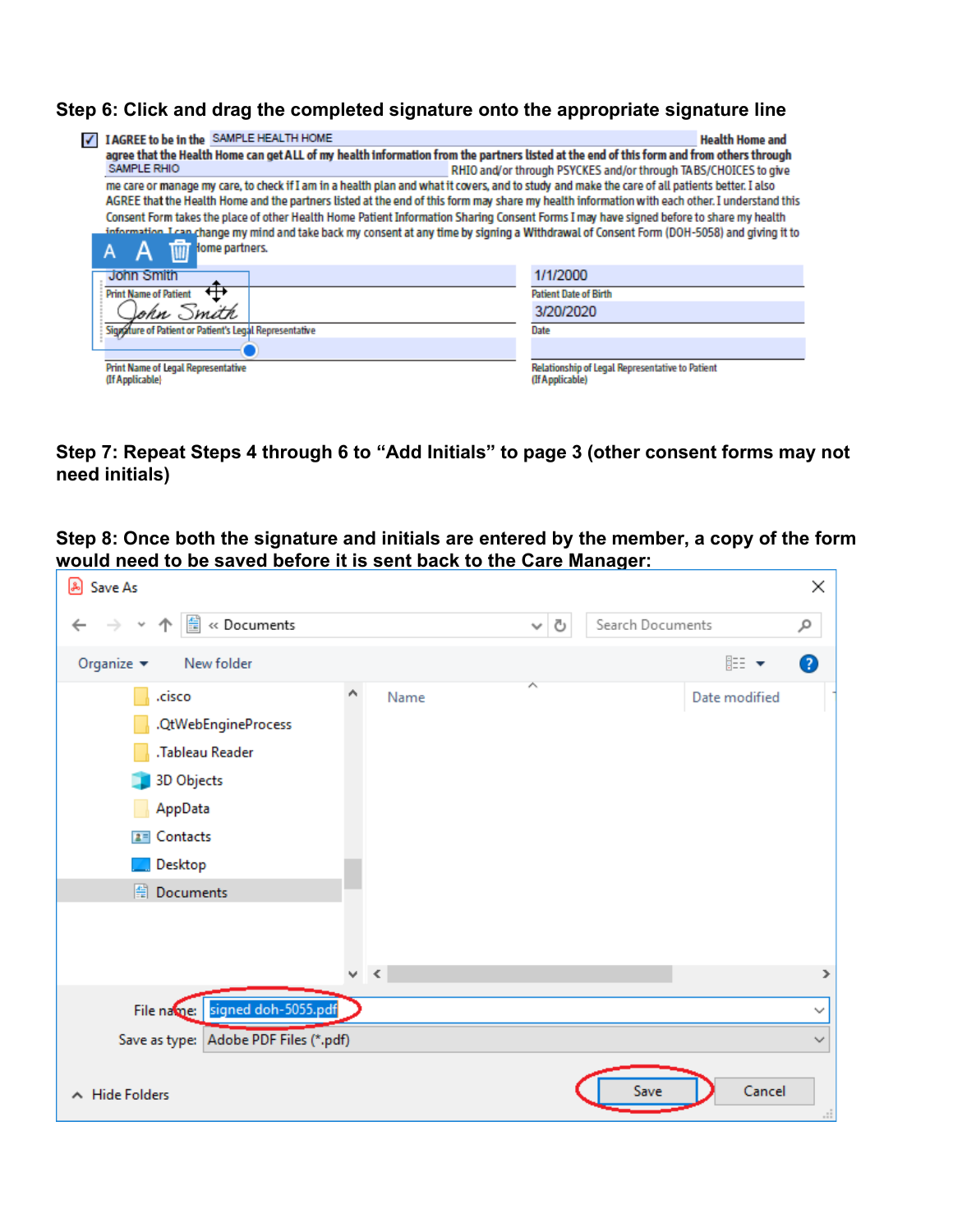**Step 6: Click and drag the completed signature onto the appropriate signature line**

I AGREE to be in the SAMPLE HEALTH HOME Health Home and agree that the Health Home can get ALL of my health information from the partners listed at the end of this form and from others through SAMPLE RHIO RHIO and/or through PSYCKES and/or through TABS/CHOICES to give me care or manage my care, to check if I am in a health plan and what it covers, and to study and make the care of all patients better. I also AGREE that the Health Home and the partners listed at the end of this form may share my health information with each other. I understand this Consent Form takes the place of other Health Home Patient Information Sharing Consent Forms I may have signed before to share my health information. I can change my mind and take back my consent at any time by signing a Withdrawal of Consent Form (DOH-5058) and giving it to Home partners.

| | |
|---|---|
| John Smith | 1/1/2000 |
| Print Name of Patient | Patient Date of Birth |
| John Smith | 3/20/2020 |
| Signature of Patient or Patient's Legal Representative | Date |
| | |
| Print Name of Legal Representative (If Applicable) | Relationship of Legal Representative to Patient (If Applicable) |

**Step 7: Repeat Steps 4 through 6 to "Add Initials" to page 3 (other consent forms may not need initials)**

**Step 8: Once both the signature and initials are entered by the member, a copy of the form would need to be saved before it is sent back to the Care Manager:**

Save As

« Documents

Search Documents

Organize ▾ New folder

.cisco
.QtWebEngineProcess
.Tableau Reader
3D Objects
AppData
Contacts
Desktop
Documents

Name | Date modified

File name: signed doh-5055.pdf

Save as type: Adobe PDF Files (*.pdf)

Hide Folders

Save Cancel